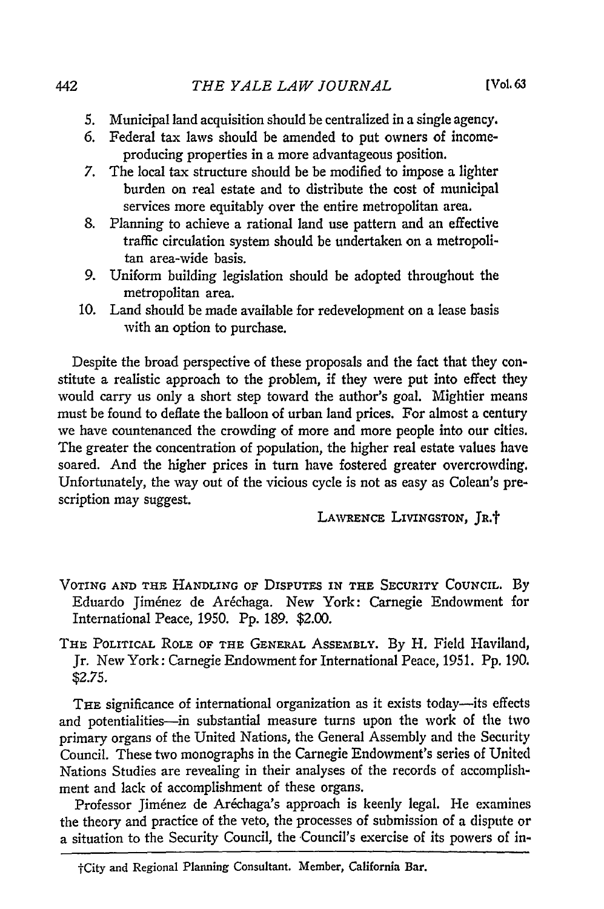5. Municipal land acquisition should be centralized in a single agency.
6. Federal tax laws should be amended to put owners of income-producing properties in a more advantageous position.
7. The local tax structure should be be modified to impose a lighter burden on real estate and to distribute the cost of municipal services more equitably over the entire metropolitan area.
8. Planning to achieve a rational land use pattern and an effective traffic circulation system should be undertaken on a metropolitan area-wide basis.
9. Uniform building legislation should be adopted throughout the metropolitan area.
10. Land should be made available for redevelopment on a lease basis with an option to purchase.

Despite the broad perspective of these proposals and the fact that they constitute a realistic approach to the problem, if they were put into effect they would carry us only a short step toward the author's goal. Mightier means must be found to deflate the balloon of urban land prices. For almost a century we have countenanced the crowding of more and more people into our cities. The greater the concentration of population, the higher real estate values have soared. And the higher prices in turn have fostered greater overcrowding. Unfortunately, the way out of the vicious cycle is not as easy as Colean's prescription may suggest.

LAWRENCE LIVINGSTON, JR.†

VOTING AND THE HANDLING OF DISPUTES IN THE SECURITY COUNCIL. By Eduardo Jiménez de Aréchaga. New York: Carnegie Endowment for International Peace, 1950. Pp. 189. $2.00.

THE POLITICAL ROLE OF THE GENERAL ASSEMBLY. By H. Field Haviland, Jr. New York: Carnegie Endowment for International Peace, 1951. Pp. 190. $2.75.

THE significance of international organization as it exists today—its effects and potentialities—in substantial measure turns upon the work of the two primary organs of the United Nations, the General Assembly and the Security Council. These two monographs in the Carnegie Endowment's series of United Nations Studies are revealing in their analyses of the records of accomplishment and lack of accomplishment of these organs.

Professor Jiménez de Aréchaga's approach is keenly legal. He examines the theory and practice of the veto, the processes of submission of a dispute or a situation to the Security Council, the Council's exercise of its powers of in-

†City and Regional Planning Consultant. Member, California Bar.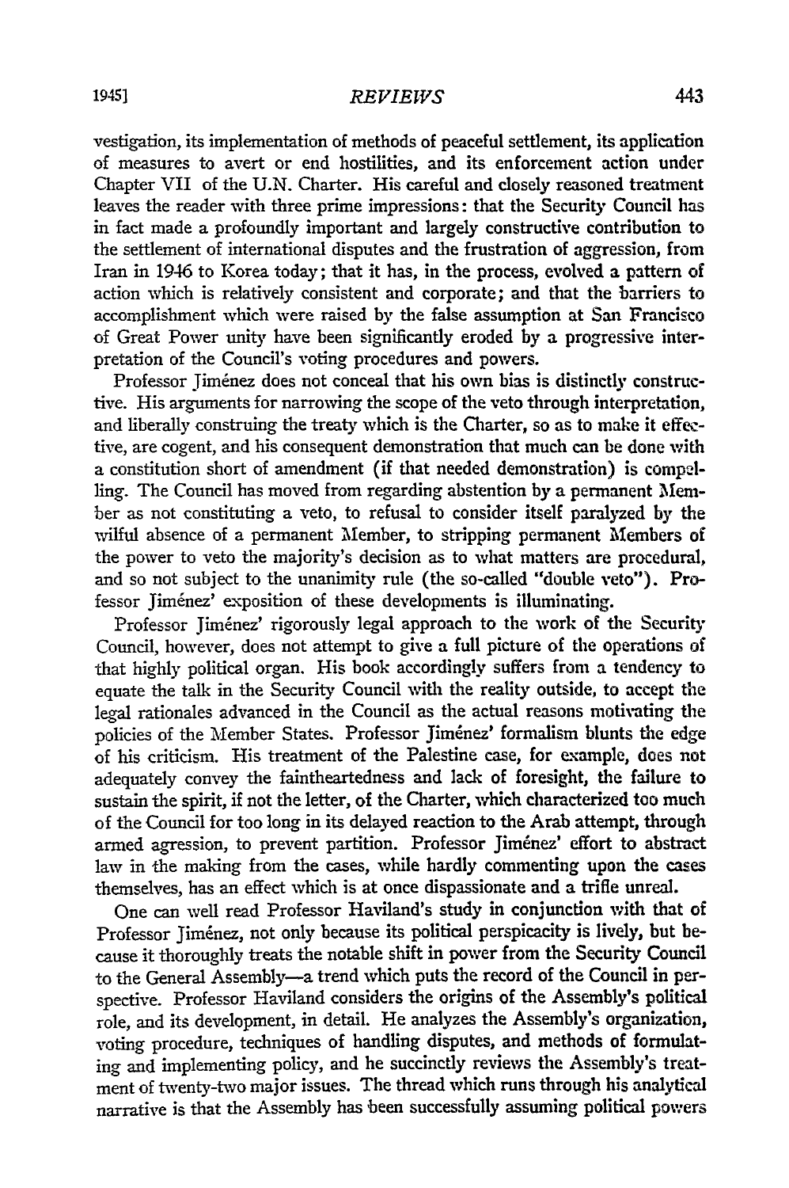vestigation, its implementation of methods of peaceful settlement, its application of measures to avert or end hostilities, and its enforcement action under Chapter VII of the U.N. Charter. His careful and closely reasoned treatment leaves the reader with three prime impressions: that the Security Council has in fact made a profoundly important and largely constructive contribution to the settlement of international disputes and the frustration of aggression, from Iran in 1946 to Korea today; that it has, in the process, evolved a pattern of action which is relatively consistent and corporate; and that the barriers to accomplishment which were raised by the false assumption at San Francisco of Great Power unity have been significantly eroded by a progressive interpretation of the Council's voting procedures and powers.

Professor Jiménez does not conceal that his own bias is distinctly constructive. His arguments for narrowing the scope of the veto through interpretation, and liberally construing the treaty which is the Charter, so as to make it effective, are cogent, and his consequent demonstration that much can be done with a constitution short of amendment (if that needed demonstration) is compelling. The Council has moved from regarding abstention by a permanent Member as not constituting a veto, to refusal to consider itself paralyzed by the wilful absence of a permanent Member, to stripping permanent Members of the power to veto the majority's decision as to what matters are procedural, and so not subject to the unanimity rule (the so-called "double veto"). Professor Jiménez' exposition of these developments is illuminating.

Professor Jiménez' rigorously legal approach to the work of the Security Council, however, does not attempt to give a full picture of the operations of that highly political organ. His book accordingly suffers from a tendency to equate the talk in the Security Council with the reality outside, to accept the legal rationales advanced in the Council as the actual reasons motivating the policies of the Member States. Professor Jiménez' formalism blunts the edge of his criticism. His treatment of the Palestine case, for example, does not adequately convey the faintheartedness and lack of foresight, the failure to sustain the spirit, if not the letter, of the Charter, which characterized too much of the Council for too long in its delayed reaction to the Arab attempt, through armed agression, to prevent partition. Professor Jiménez' effort to abstract law in the making from the cases, while hardly commenting upon the cases themselves, has an effect which is at once dispassionate and a trifle unreal.

One can well read Professor Haviland's study in conjunction with that of Professor Jiménez, not only because its political perspicacity is lively, but because it thoroughly treats the notable shift in power from the Security Council to the General Assembly—a trend which puts the record of the Council in perspective. Professor Haviland considers the origins of the Assembly's political role, and its development, in detail. He analyzes the Assembly's organization, voting procedure, techniques of handling disputes, and methods of formulating and implementing policy, and he succinctly reviews the Assembly's treatment of twenty-two major issues. The thread which runs through his analytical narrative is that the Assembly has been successfully assuming political powers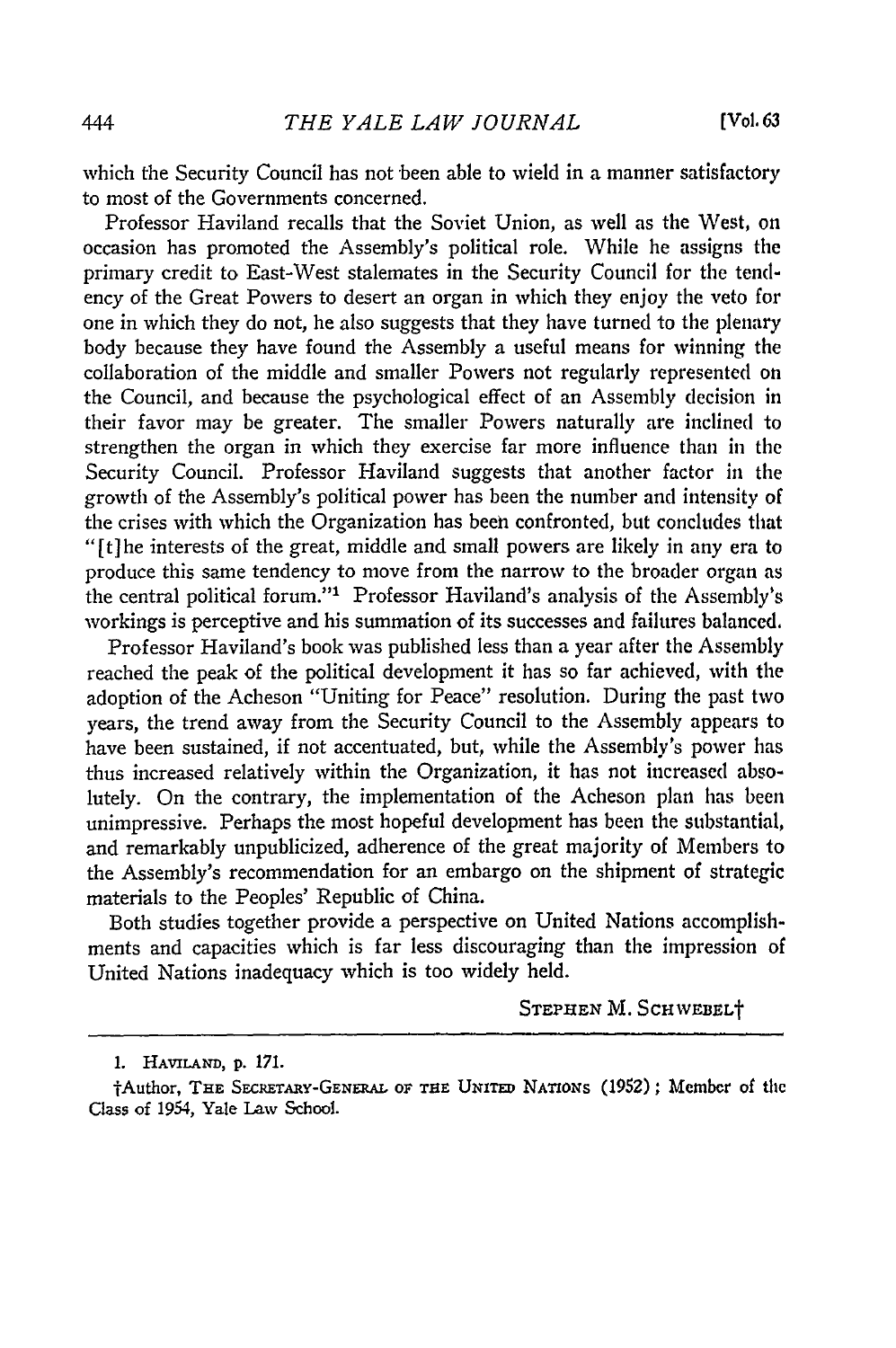which the Security Council has not been able to wield in a manner satisfactory to most of the Governments concerned.

Professor Haviland recalls that the Soviet Union, as well as the West, on occasion has promoted the Assembly's political role. While he assigns the primary credit to East-West stalemates in the Security Council for the tendency of the Great Powers to desert an organ in which they enjoy the veto for one in which they do not, he also suggests that they have turned to the plenary body because they have found the Assembly a useful means for winning the collaboration of the middle and smaller Powers not regularly represented on the Council, and because the psychological effect of an Assembly decision in their favor may be greater. The smaller Powers naturally are inclined to strengthen the organ in which they exercise far more influence than in the Security Council. Professor Haviland suggests that another factor in the growth of the Assembly's political power has been the number and intensity of the crises with which the Organization has been confronted, but concludes that "[t]he interests of the great, middle and small powers are likely in any era to produce this same tendency to move from the narrow to the broader organ as the central political forum."[1] Professor Haviland's analysis of the Assembly's workings is perceptive and his summation of its successes and failures balanced.

Professor Haviland's book was published less than a year after the Assembly reached the peak of the political development it has so far achieved, with the adoption of the Acheson "Uniting for Peace" resolution. During the past two years, the trend away from the Security Council to the Assembly appears to have been sustained, if not accentuated, but, while the Assembly's power has thus increased relatively within the Organization, it has not increased absolutely. On the contrary, the implementation of the Acheson plan has been unimpressive. Perhaps the most hopeful development has been the substantial, and remarkably unpublicized, adherence of the great majority of Members to the Assembly's recommendation for an embargo on the shipment of strategic materials to the Peoples' Republic of China.

Both studies together provide a perspective on United Nations accomplishments and capacities which is far less discouraging than the impression of United Nations inadequacy which is too widely held.

STEPHEN M. SCHWEBEL†

---

1. HAVILAND, p. 171.

†Author, THE SECRETARY-GENERAL OF THE UNITED NATIONS (1952); Member of the Class of 1954, Yale Law School.